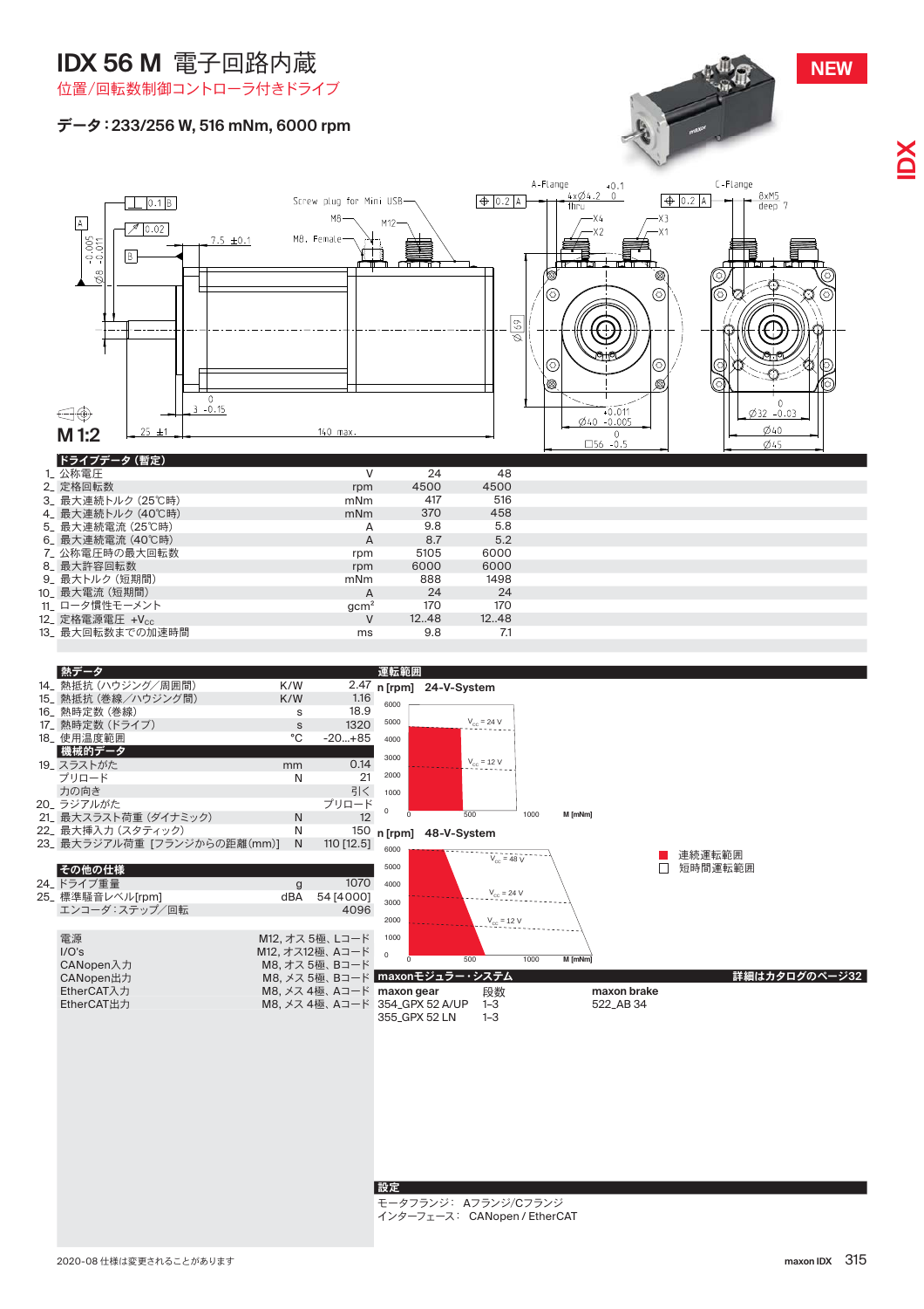# IDX 56 M 電子回路内蔵

位置/回転数制御コントローラ付きドライブ

**NEW**

## データ：233/256 W, 516 mNm, 6000 rpm

M 1:2

### ドライブデータ（暫定）

| | | 単位 | | |
|---|---|---|---|---|
| 1 | 公称電圧 | V | 24 | 48 |
| 2 | 定格回転数 | rpm | 4500 | 4500 |
| 3 | 最大連続トルク（25℃時） | mNm | 417 | 516 |
| 4 | 最大連続トルク（40℃時） | mNm | 370 | 458 |
| 5 | 最大連続電流（25℃時） | A | 9.8 | 5.8 |
| 6 | 最大連続電流（40℃時） | A | 8.7 | 5.2 |
| 7 | 公称電圧時の最大回転数 | rpm | 5105 | 6000 |
| 8 | 最大許容回転数 | rpm | 6000 | 6000 |
| 9 | 最大トルク（短期間） | mNm | 888 | 1498 |
| 10 | 最大電流（短期間） | A | 24 | 24 |
| 11 | ロータ慣性モーメント | $gcm^2$ | 170 | 170 |
| 12 | 定格電源電圧 $+V_{CC}$ | V | 12..48 | 12..48 |
| 13 | 最大回転数までの加速時間 | ms | 9.8 | 7.1 |

### 熱データ

| | | 単位 | |
|---|---|---|---|
| 14 | 熱抵抗（ハウジング/周囲間） | K/W | 2.47 |
| 15 | 熱抵抗（巻線/ハウジング間） | K/W | 1.16 |
| 16 | 熱時定数（巻線） | s | 18.9 |
| 17 | 熱時定数（ドライブ） | s | 1320 |
| 18 | 使用温度範囲 | °C | -20...+85 |

### 機械的データ

| | | 単位 | |
|---|---|---|---|
| 19 | スラストがた | mm | 0.14 |
| | プリロード | N | 21 |
| | 力の向き | | 引く |
| 20 | ラジアルがた | | プリロード |
| 21 | 最大スラスト荷重（ダイナミック） | N | 12 |
| 22 | 最大挿入力（スタティック） | N | 150 |
| 23 | 最大ラジアル荷重［フランジからの距離(mm)］ | N | 110 [12.5] |

### その他の仕様

| | | 単位 | |
|---|---|---|---|
| 24 | ドライブ重量 | g | 1070 |
| 25 | 標準騒音レベル[rpm] | dBA | 54 [4000] |
| | エンコーダ：ステップ/回転 | | 4096 |

| | |
|---|---|
| 電源 | M12, オス 5極、Lコード |
| I/O's | M12, オス12極、Aコード |
| CANopen入力 | M8, オス 5極、Bコード |
| CANopen出力 | M8, メス 5極、Bコード |
| EtherCAT入力 | M8, メス 4極、Aコード |
| EtherCAT出力 | M8, メス 4極、Aコード |

### 運転範囲

n [rpm] 24-V-System ($V_{cc}$ = 24 V, $V_{cc}$ = 12 V)

n [rpm] 48-V-System ($V_{cc}$ = 48 V, $V_{cc}$ = 24 V, $V_{cc}$ = 12 V)

M [mNm]

- 連続運転範囲
- 短時間運転範囲

### maxonモジュラー・システム

詳細はカタログのページ32

| maxon gear | 段数 | maxon brake |
|---|---|---|
| 354_GPX 52 A/UP | 1–3 | 522_AB 34 |
| 355_GPX 52 LN | 1–3 | |

### 設定

モータフランジ： Aフランジ/Cフランジ
インターフェース： CANopen / EtherCAT

2020-08 仕様は変更されることがあります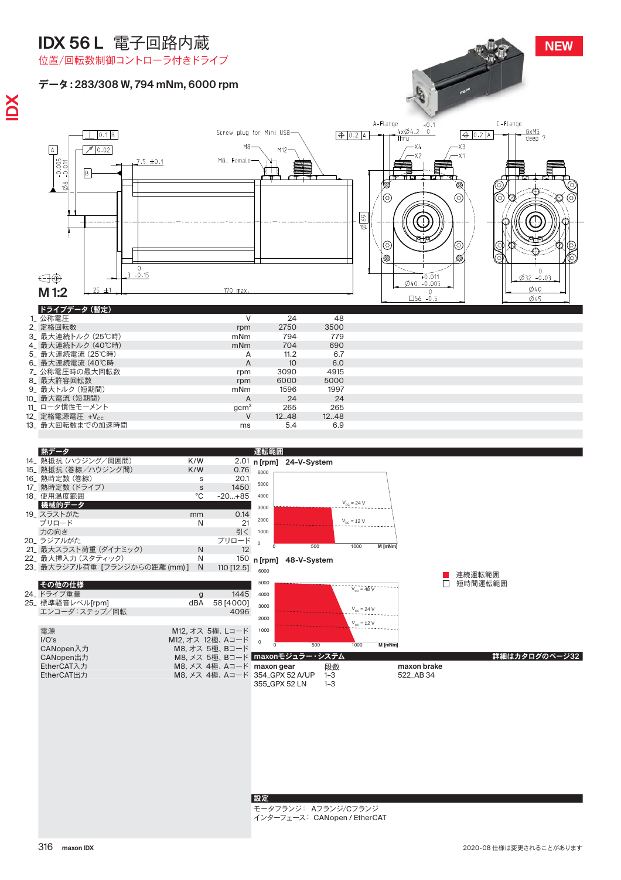# IDX 56 L 電子回路内蔵

位置/回転数制御コントローラ付きドライブ

NEW

## データ：283/308 W, 794 mNm, 6000 rpm

Screw plug for Mini USB
M8
M12
M8, Female
7.5 ±0.1
0.1 B
0.02
A
B
Ø8 -0.005 -0.011
3 -0.15
25 ±1
170 max.
A-Flange
4xØ4.2 thru +0.1 0
0.2 A
X4
X2
X3
X1
Ø69
Ø40 +0.011 -0.005
□56 -0.5
C-Flange
8xM5 deep 7
0.2 A
Ø32 -0.03
Ø40
Ø45

M 1:2

| ドライブデータ（暫定） | | | | |
|---|---|---|---|---|
| 1_ 公称電圧 | V | 24 | 48 |
| 2_ 定格回転数 | rpm | 2750 | 3500 |
| 3_ 最大連続トルク（25℃時） | mNm | 794 | 779 |
| 4_ 最大連続トルク（40℃時） | mNm | 704 | 690 |
| 5_ 最大連続電流（25℃時） | A | 11.2 | 6.7 |
| 6_ 最大連続電流（40℃時 | A | 10 | 6.0 |
| 7_ 公称電圧時の最大回転数 | rpm | 3090 | 4915 |
| 8_ 最大許容回転数 | rpm | 6000 | 5000 |
| 9_ 最大トルク（短期間） | mNm | 1596 | 1997 |
| 10_ 最大電流（短期間） | A | 24 | 24 |
| 11_ ロータ慣性モーメント | $gcm^2$ | 265 | 265 |
| 12_ 定格電源電圧 $+V_{CC}$ | V | 12..48 | 12..48 |
| 13_ 最大回転数までの加速時間 | ms | 5.4 | 6.9 |

| 熱データ | | |
|---|---|---|
| 14_ 熱抵抗（ハウジング/周囲間） | K/W | 2.01 |
| 15_ 熱抵抗（巻線/ハウジング間） | K/W | 0.76 |
| 16_ 熱時定数（巻線） | s | 20.1 |
| 17_ 熱時定数（ドライブ） | s | 1450 |
| 18_ 使用温度範囲 | ℃ | -20...+85 |
| **機械的データ** | | |
| 19_ スラストがた | mm | 0.14 |
| プリロード | N | 21 |
| 力の向き | | 引く |
| 20_ ラジアルがた | | プリロード |
| 21_ 最大スラスト荷重（ダイナミック） | N | 12 |
| 22_ 最大挿入力（スタティック） | N | 150 |
| 23_ 最大ラジアル荷重［フランジからの距離（mm）］ | N | 110 [12.5] |

| その他の仕様 | | |
|---|---|---|
| 24_ ドライブ重量 | g | 1445 |
| 25_ 標準騒音レベル[rpm] | dBA | 58 [4000] |
| エンコーダ：ステップ/回転 | | 4096 |

| | |
|---|---|
| 電源 | M12, オス 5極、Lコード |
| I/O's | M12, オス 12極、Aコード |
| CANopen入力 | M8, オス 5極、Bコード |
| CANopen出力 | M8, メス 5極、Bコード |
| EtherCAT入力 | M8, メス 4極、Aコード |
| EtherCAT出力 | M8, メス 4極、Aコード |

### 運転範囲

n [rpm] 24-V-System
6000
5000
4000
3000
2000
1000
0
0 500 1000 M [mNm]
$V_{cc}$ = 24 V
$V_{cc}$ = 12 V

n [rpm] 48-V-System
6000
5000
4000
3000
2000
1000
0
0 500 1000 M [mNm]
$V_{cc}$ = 48 V
$V_{cc}$ = 24 V
$V_{cc}$ = 12 V

連続運転範囲
短時間運転範囲

### maxonモジュラー・システム

詳細はカタログのページ32

| maxon gear | 段数 | maxon brake |
|---|---|---|
| 354_GPX 52 A/UP | 1–3 | 522_AB 34 |
| 355_GPX 52 LN | 1–3 | |

### 設定

モータフランジ： Aフランジ/Cフランジ
インターフェース： CANopen / EtherCAT

2020-08 仕様は変更されることがあります